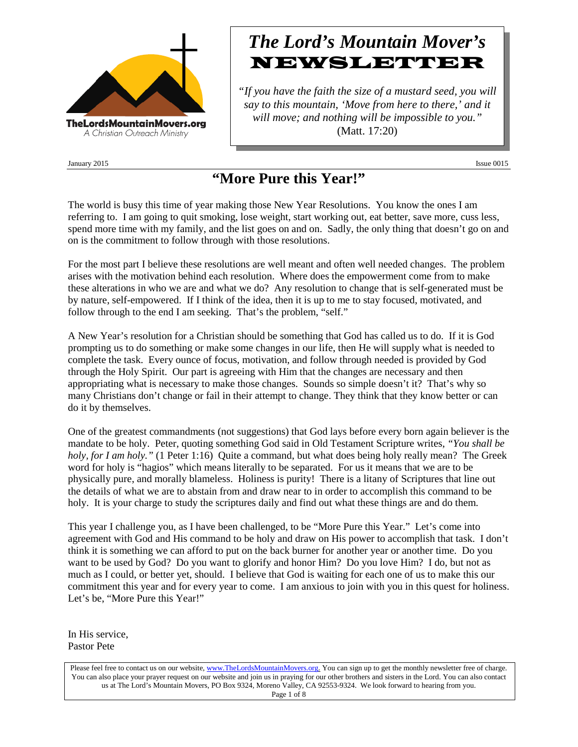TheLordsMountainMovers.org
A Christian Outreach Ministry

# *The Lord's Mountain Mover's* NEWSLETTER

*"If you have the faith the size of a mustard seed, you will say to this mountain, 'Move from here to there,' and it will move; and nothing will be impossible to you."* (Matt. 17:20)

January 2015 Issue 0015

## "More Pure this Year!"

The world is busy this time of year making those New Year Resolutions. You know the ones I am referring to. I am going to quit smoking, lose weight, start working out, eat better, save more, cuss less, spend more time with my family, and the list goes on and on. Sadly, the only thing that doesn't go on and on is the commitment to follow through with those resolutions.

For the most part I believe these resolutions are well meant and often well needed changes. The problem arises with the motivation behind each resolution. Where does the empowerment come from to make these alterations in who we are and what we do? Any resolution to change that is self-generated must be by nature, self-empowered. If I think of the idea, then it is up to me to stay focused, motivated, and follow through to the end I am seeking. That's the problem, "self."

A New Year's resolution for a Christian should be something that God has called us to do. If it is God prompting us to do something or make some changes in our life, then He will supply what is needed to complete the task. Every ounce of focus, motivation, and follow through needed is provided by God through the Holy Spirit. Our part is agreeing with Him that the changes are necessary and then appropriating what is necessary to make those changes. Sounds so simple doesn't it? That's why so many Christians don't change or fail in their attempt to change. They think that they know better or can do it by themselves.

One of the greatest commandments (not suggestions) that God lays before every born again believer is the mandate to be holy. Peter, quoting something God said in Old Testament Scripture writes, *"You shall be holy, for I am holy."* (1 Peter 1:16) Quite a command, but what does being holy really mean? The Greek word for holy is "hagios" which means literally to be separated. For us it means that we are to be physically pure, and morally blameless. Holiness is purity! There is a litany of Scriptures that line out the details of what we are to abstain from and draw near to in order to accomplish this command to be holy. It is your charge to study the scriptures daily and find out what these things are and do them.

This year I challenge you, as I have been challenged, to be "More Pure this Year." Let's come into agreement with God and His command to be holy and draw on His power to accomplish that task. I don't think it is something we can afford to put on the back burner for another year or another time. Do you want to be used by God? Do you want to glorify and honor Him? Do you love Him? I do, but not as much as I could, or better yet, should. I believe that God is waiting for each one of us to make this our commitment this year and for every year to come. I am anxious to join with you in this quest for holiness. Let's be, "More Pure this Year!"

In His service,
Pastor Pete

Please feel free to contact us on our website, www.TheLordsMountainMovers.org. You can sign up to get the monthly newsletter free of charge. You can also place your prayer request on our website and join us in praying for our other brothers and sisters in the Lord. You can also contact us at The Lord's Mountain Movers, PO Box 9324, Moreno Valley, CA 92553-9324. We look forward to hearing from you.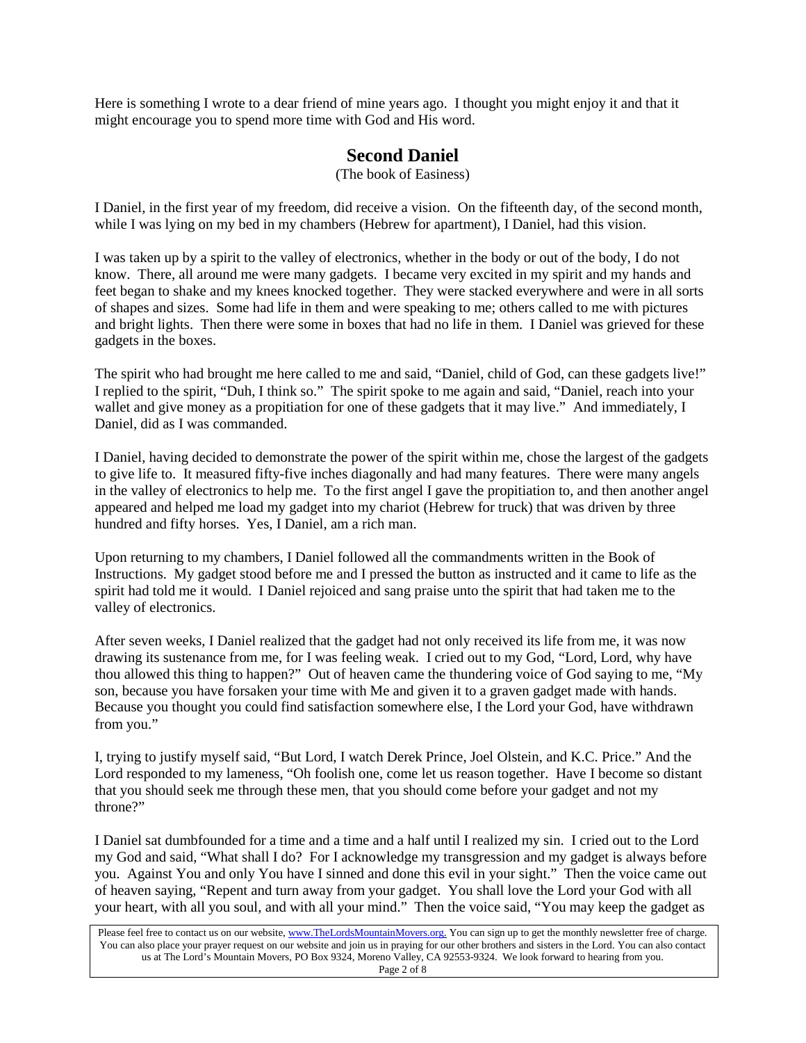Here is something I wrote to a dear friend of mine years ago. I thought you might enjoy it and that it might encourage you to spend more time with God and His word.

## Second Daniel

(The book of Easiness)

I Daniel, in the first year of my freedom, did receive a vision. On the fifteenth day, of the second month, while I was lying on my bed in my chambers (Hebrew for apartment), I Daniel, had this vision.

I was taken up by a spirit to the valley of electronics, whether in the body or out of the body, I do not know. There, all around me were many gadgets. I became very excited in my spirit and my hands and feet began to shake and my knees knocked together. They were stacked everywhere and were in all sorts of shapes and sizes. Some had life in them and were speaking to me; others called to me with pictures and bright lights. Then there were some in boxes that had no life in them. I Daniel was grieved for these gadgets in the boxes.

The spirit who had brought me here called to me and said, "Daniel, child of God, can these gadgets live!" I replied to the spirit, "Duh, I think so." The spirit spoke to me again and said, "Daniel, reach into your wallet and give money as a propitiation for one of these gadgets that it may live." And immediately, I Daniel, did as I was commanded.

I Daniel, having decided to demonstrate the power of the spirit within me, chose the largest of the gadgets to give life to. It measured fifty-five inches diagonally and had many features. There were many angels in the valley of electronics to help me. To the first angel I gave the propitiation to, and then another angel appeared and helped me load my gadget into my chariot (Hebrew for truck) that was driven by three hundred and fifty horses. Yes, I Daniel, am a rich man.

Upon returning to my chambers, I Daniel followed all the commandments written in the Book of Instructions. My gadget stood before me and I pressed the button as instructed and it came to life as the spirit had told me it would. I Daniel rejoiced and sang praise unto the spirit that had taken me to the valley of electronics.

After seven weeks, I Daniel realized that the gadget had not only received its life from me, it was now drawing its sustenance from me, for I was feeling weak. I cried out to my God, "Lord, Lord, why have thou allowed this thing to happen?" Out of heaven came the thundering voice of God saying to me, "My son, because you have forsaken your time with Me and given it to a graven gadget made with hands. Because you thought you could find satisfaction somewhere else, I the Lord your God, have withdrawn from you."

I, trying to justify myself said, "But Lord, I watch Derek Prince, Joel Olstein, and K.C. Price." And the Lord responded to my lameness, "Oh foolish one, come let us reason together. Have I become so distant that you should seek me through these men, that you should come before your gadget and not my throne?"

I Daniel sat dumbfounded for a time and a time and a half until I realized my sin. I cried out to the Lord my God and said, "What shall I do? For I acknowledge my transgression and my gadget is always before you. Against You and only You have I sinned and done this evil in your sight." Then the voice came out of heaven saying, "Repent and turn away from your gadget. You shall love the Lord your God with all your heart, with all you soul, and with all your mind." Then the voice said, "You may keep the gadget as

Please feel free to contact us on our website, www.TheLordsMountainMovers.org. You can sign up to get the monthly newsletter free of charge. You can also place your prayer request on our website and join us in praying for our other brothers and sisters in the Lord. You can also contact us at The Lord's Mountain Movers, PO Box 9324, Moreno Valley, CA 92553-9324. We look forward to hearing from you.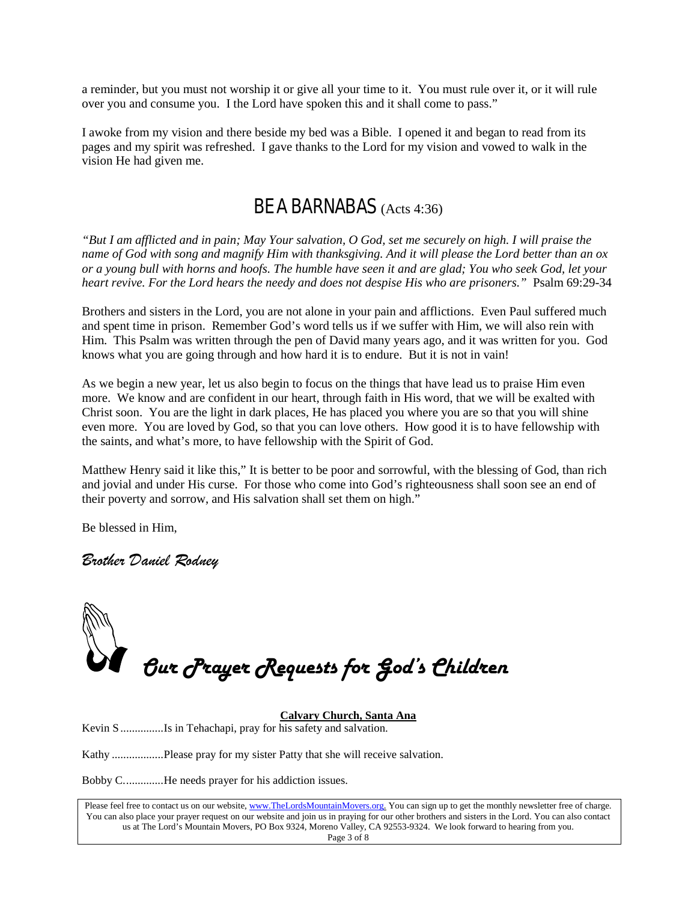a reminder, but you must not worship it or give all your time to it. You must rule over it, or it will rule over you and consume you. I the Lord have spoken this and it shall come to pass."

I awoke from my vision and there beside my bed was a Bible. I opened it and began to read from its pages and my spirit was refreshed. I gave thanks to the Lord for my vision and vowed to walk in the vision He had given me.

## BE A BARNABAS (Acts 4:36)

*"But I am afflicted and in pain; May Your salvation, O God, set me securely on high. I will praise the name of God with song and magnify Him with thanksgiving. And it will please the Lord better than an ox or a young bull with horns and hoofs. The humble have seen it and are glad; You who seek God, let your heart revive. For the Lord hears the needy and does not despise His who are prisoners."* Psalm 69:29-34

Brothers and sisters in the Lord, you are not alone in your pain and afflictions. Even Paul suffered much and spent time in prison. Remember God's word tells us if we suffer with Him, we will also rein with Him. This Psalm was written through the pen of David many years ago, and it was written for you. God knows what you are going through and how hard it is to endure. But it is not in vain!

As we begin a new year, let us also begin to focus on the things that have lead us to praise Him even more. We know and are confident in our heart, through faith in His word, that we will be exalted with Christ soon. You are the light in dark places, He has placed you where you are so that you will shine even more. You are loved by God, so that you can love others. How good it is to have fellowship with the saints, and what's more, to have fellowship with the Spirit of God.

Matthew Henry said it like this," It is better to be poor and sorrowful, with the blessing of God, than rich and jovial and under His curse. For those who come into God's righteousness shall soon see an end of their poverty and sorrow, and His salvation shall set them on high."

Be blessed in Him,

*Brother Daniel Rodney*

## *Our Prayer Requests for God's Children*

**Calvary Church, Santa Ana**

Kevin S...............Is in Tehachapi, pray for his safety and salvation.

Kathy ..................Please pray for my sister Patty that she will receive salvation.

Bobby C.............He needs prayer for his addiction issues.

Please feel free to contact us on our website, www.TheLordsMountainMovers.org. You can sign up to get the monthly newsletter free of charge. You can also place your prayer request on our website and join us in praying for our other brothers and sisters in the Lord. You can also contact us at The Lord's Mountain Movers, PO Box 9324, Moreno Valley, CA 92553-9324. We look forward to hearing from you.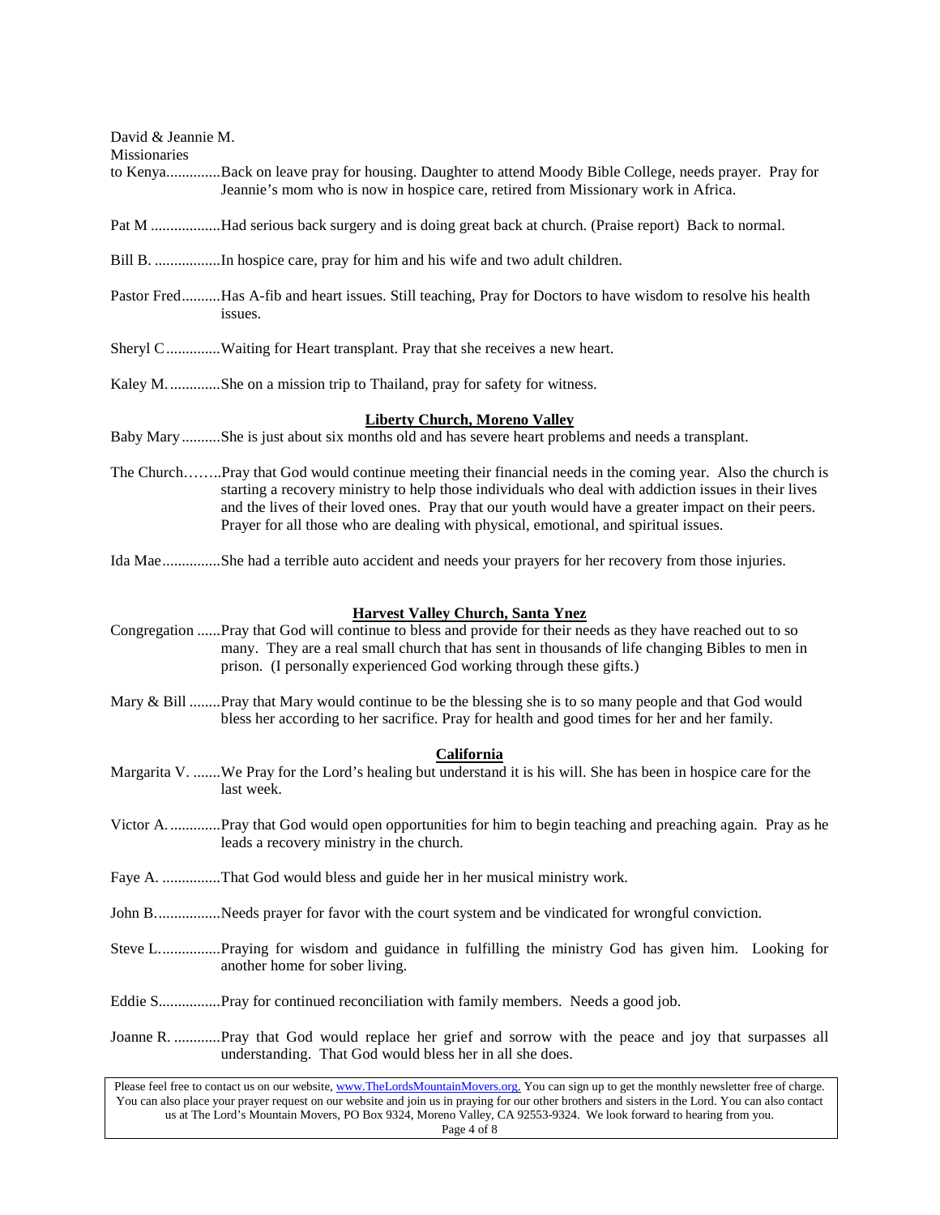David & Jeannie M.
Missionaries
to Kenya.............Back on leave pray for housing. Daughter to attend Moody Bible College, needs prayer. Pray for Jeannie's mom who is now in hospice care, retired from Missionary work in Africa.

Pat M ..................Had serious back surgery and is doing great back at church. (Praise report) Back to normal.

Bill B. .................In hospice care, pray for him and his wife and two adult children.

Pastor Fred..........Has A-fib and heart issues. Still teaching, Pray for Doctors to have wisdom to resolve his health issues.

Sheryl C..............Waiting for Heart transplant. Pray that she receives a new heart.

Kaley M..............She on a mission trip to Thailand, pray for safety for witness.

**Liberty Church, Moreno Valley**

Baby Mary..........She is just about six months old and has severe heart problems and needs a transplant.

The Church……..Pray that God would continue meeting their financial needs in the coming year. Also the church is starting a recovery ministry to help those individuals who deal with addiction issues in their lives and the lives of their loved ones. Pray that our youth would have a greater impact on their peers. Prayer for all those who are dealing with physical, emotional, and spiritual issues.

Ida Mae...............She had a terrible auto accident and needs your prayers for her recovery from those injuries.

**Harvest Valley Church, Santa Ynez**

Congregation ......Pray that God will continue to bless and provide for their needs as they have reached out to so many. They are a real small church that has sent in thousands of life changing Bibles to men in prison. (I personally experienced God working through these gifts.)

Mary & Bill ........Pray that Mary would continue to be the blessing she is to so many people and that God would bless her according to her sacrifice. Pray for health and good times for her and her family.

**California**

Margarita V. .......We Pray for the Lord's healing but understand it is his will. She has been in hospice care for the last week.

Victor A..............Pray that God would open opportunities for him to begin teaching and preaching again. Pray as he leads a recovery ministry in the church.

Faye A. ...............That God would bless and guide her in her musical ministry work.

John B.................Needs prayer for favor with the court system and be vindicated for wrongful conviction.

Steve L................Praying for wisdom and guidance in fulfilling the ministry God has given him. Looking for another home for sober living.

Eddie S................Pray for continued reconciliation with family members. Needs a good job.

Joanne R. ............Pray that God would replace her grief and sorrow with the peace and joy that surpasses all understanding. That God would bless her in all she does.

Please feel free to contact us on our website, www.TheLordsMountainMovers.org. You can sign up to get the monthly newsletter free of charge. You can also place your prayer request on our website and join us in praying for our other brothers and sisters in the Lord. You can also contact us at The Lord's Mountain Movers, PO Box 9324, Moreno Valley, CA 92553-9324. We look forward to hearing from you.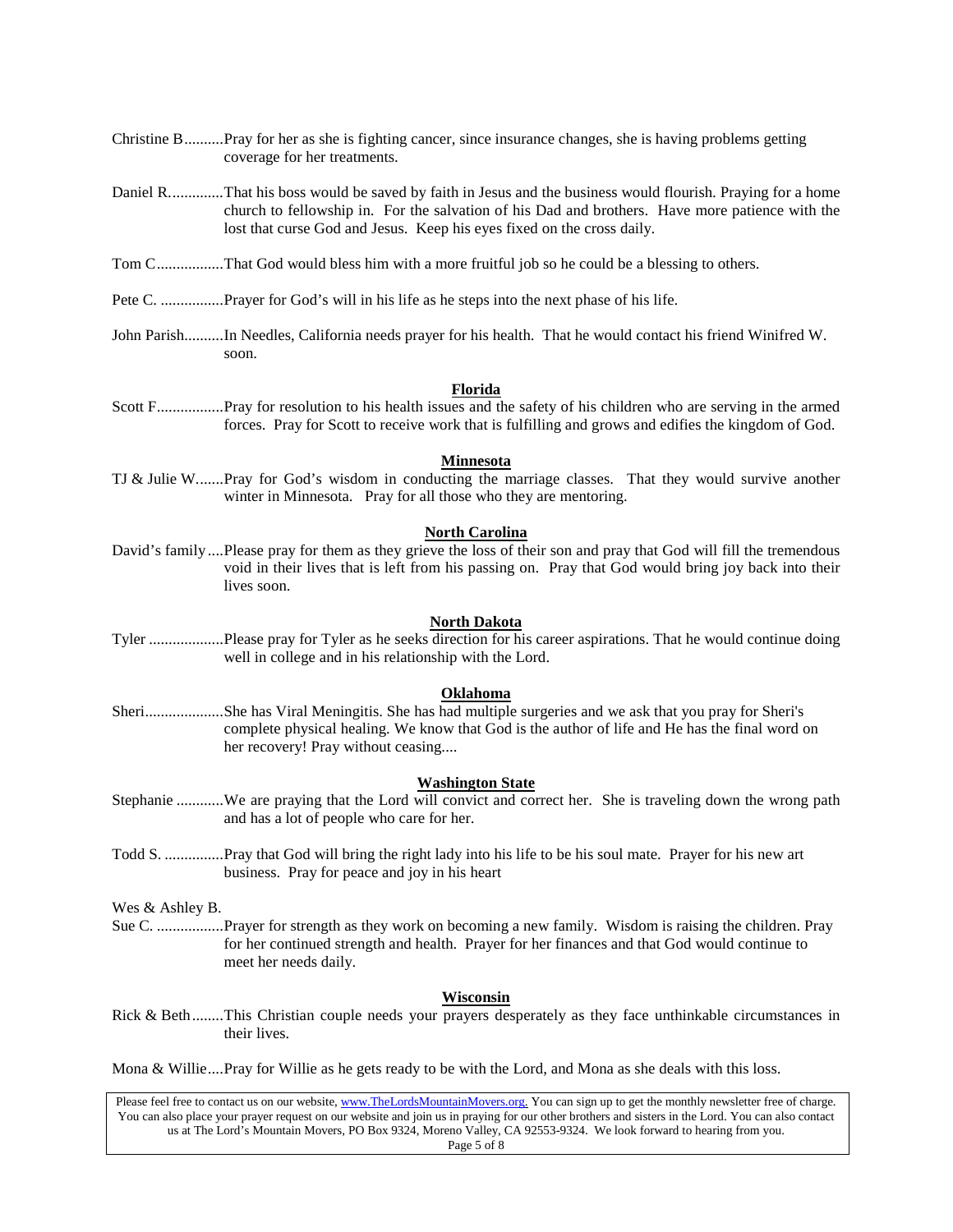Christine B..........Pray for her as she is fighting cancer, since insurance changes, she is having problems getting coverage for her treatments.

Daniel R.............That his boss would be saved by faith in Jesus and the business would flourish. Praying for a home church to fellowship in. For the salvation of his Dad and brothers. Have more patience with the lost that curse God and Jesus. Keep his eyes fixed on the cross daily.

Tom C................That God would bless him with a more fruitful job so he could be a blessing to others.

Pete C. ................Prayer for God's will in his life as he steps into the next phase of his life.

John Parish..........In Needles, California needs prayer for his health. That he would contact his friend Winifred W. soon.

**Florida**

Scott F.................Pray for resolution to his health issues and the safety of his children who are serving in the armed forces. Pray for Scott to receive work that is fulfilling and grows and edifies the kingdom of God.

**Minnesota**

TJ & Julie W.......Pray for God's wisdom in conducting the marriage classes. That they would survive another winter in Minnesota. Pray for all those who they are mentoring.

**North Carolina**

David's family....Please pray for them as they grieve the loss of their son and pray that God will fill the tremendous void in their lives that is left from his passing on. Pray that God would bring joy back into their lives soon.

**North Dakota**

Tyler ..................Please pray for Tyler as he seeks direction for his career aspirations. That he would continue doing well in college and in his relationship with the Lord.

**Oklahoma**

Sheri...................She has Viral Meningitis. She has had multiple surgeries and we ask that you pray for Sheri's complete physical healing. We know that God is the author of life and He has the final word on her recovery! Pray without ceasing....

**Washington State**

Stephanie ...........We are praying that the Lord will convict and correct her. She is traveling down the wrong path and has a lot of people who care for her.

Todd S. ...............Pray that God will bring the right lady into his life to be his soul mate. Prayer for his new art business. Pray for peace and joy in his heart

Wes & Ashley B.

Sue C. .................Prayer for strength as they work on becoming a new family. Wisdom is raising the children. Pray for her continued strength and health. Prayer for her finances and that God would continue to meet her needs daily.

**Wisconsin**

Rick & Beth........This Christian couple needs your prayers desperately as they face unthinkable circumstances in their lives.

Mona & Willie....Pray for Willie as he gets ready to be with the Lord, and Mona as she deals with this loss.

Please feel free to contact us on our website, www.TheLordsMountainMovers.org. You can sign up to get the monthly newsletter free of charge. You can also place your prayer request on our website and join us in praying for our other brothers and sisters in the Lord. You can also contact us at The Lord's Mountain Movers, PO Box 9324, Moreno Valley, CA 92553-9324. We look forward to hearing from you.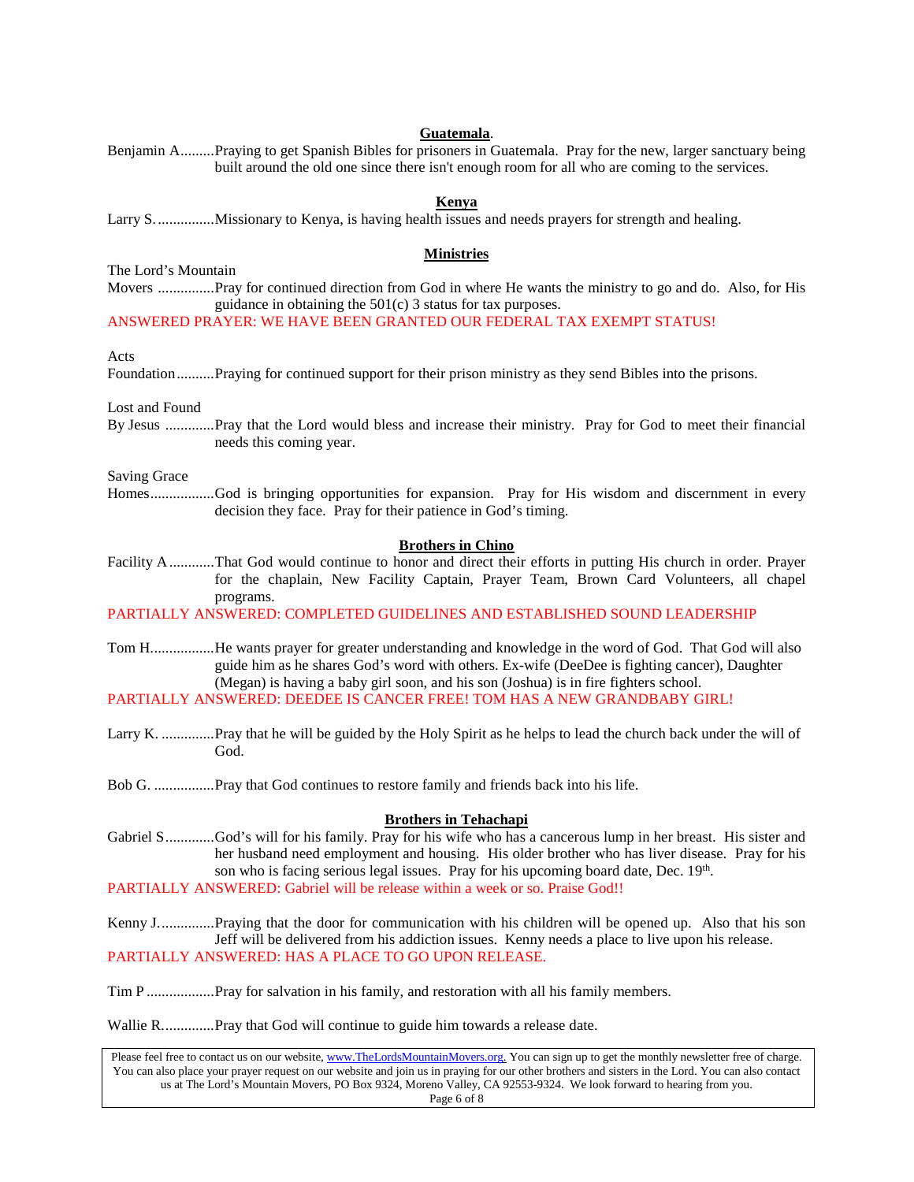**Guatemala**.

Benjamin A.........Praying to get Spanish Bibles for prisoners in Guatemala. Pray for the new, larger sanctuary being built around the old one since there isn't enough room for all who are coming to the services.

**Kenya**

Larry S. ...............Missionary to Kenya, is having health issues and needs prayers for strength and healing.

**Ministries**

The Lord's Mountain Movers ...............Pray for continued direction from God in where He wants the ministry to go and do. Also, for His guidance in obtaining the 501(c) 3 status for tax purposes.

ANSWERED PRAYER: WE HAVE BEEN GRANTED OUR FEDERAL TAX EXEMPT STATUS!

Acts Foundation..........Praying for continued support for their prison ministry as they send Bibles into the prisons.

Lost and Found By Jesus .............Pray that the Lord would bless and increase their ministry. Pray for God to meet their financial needs this coming year.

Saving Grace Homes................God is bringing opportunities for expansion. Pray for His wisdom and discernment in every decision they face. Pray for their patience in God's timing.

**Brothers in Chino**

Facility A ............That God would continue to honor and direct their efforts in putting His church in order. Prayer for the chaplain, New Facility Captain, Prayer Team, Brown Card Volunteers, all chapel programs.

PARTIALLY ANSWERED: COMPLETED GUIDELINES AND ESTABLISHED SOUND LEADERSHIP

Tom H.................He wants prayer for greater understanding and knowledge in the word of God. That God will also guide him as he shares God's word with others. Ex-wife (DeeDee is fighting cancer), Daughter (Megan) is having a baby girl soon, and his son (Joshua) is in fire fighters school.

PARTIALLY ANSWERED: DEEDEE IS CANCER FREE! TOM HAS A NEW GRANDBABY GIRL!

Larry K. ..............Pray that he will be guided by the Holy Spirit as he helps to lead the church back under the will of God.

Bob G. ................Pray that God continues to restore family and friends back into his life.

**Brothers in Tehachapi**

Gabriel S.............God's will for his family. Pray for his wife who has a cancerous lump in her breast. His sister and her husband need employment and housing. His older brother who has liver disease. Pray for his son who is facing serious legal issues. Pray for his upcoming board date, Dec. 19th.

PARTIALLY ANSWERED: Gabriel will be release within a week or so. Praise God!!

Kenny J...............Praying that the door for communication with his children will be opened up. Also that his son Jeff will be delivered from his addiction issues. Kenny needs a place to live upon his release.

PARTIALLY ANSWERED: HAS A PLACE TO GO UPON RELEASE.

Tim P ..................Pray for salvation in his family, and restoration with all his family members.

Wallie R..............Pray that God will continue to guide him towards a release date.

Please feel free to contact us on our website, www.TheLordsMountainMovers.org. You can sign up to get the monthly newsletter free of charge. You can also place your prayer request on our website and join us in praying for our other brothers and sisters in the Lord. You can also contact us at The Lord's Mountain Movers, PO Box 9324, Moreno Valley, CA 92553-9324. We look forward to hearing from you.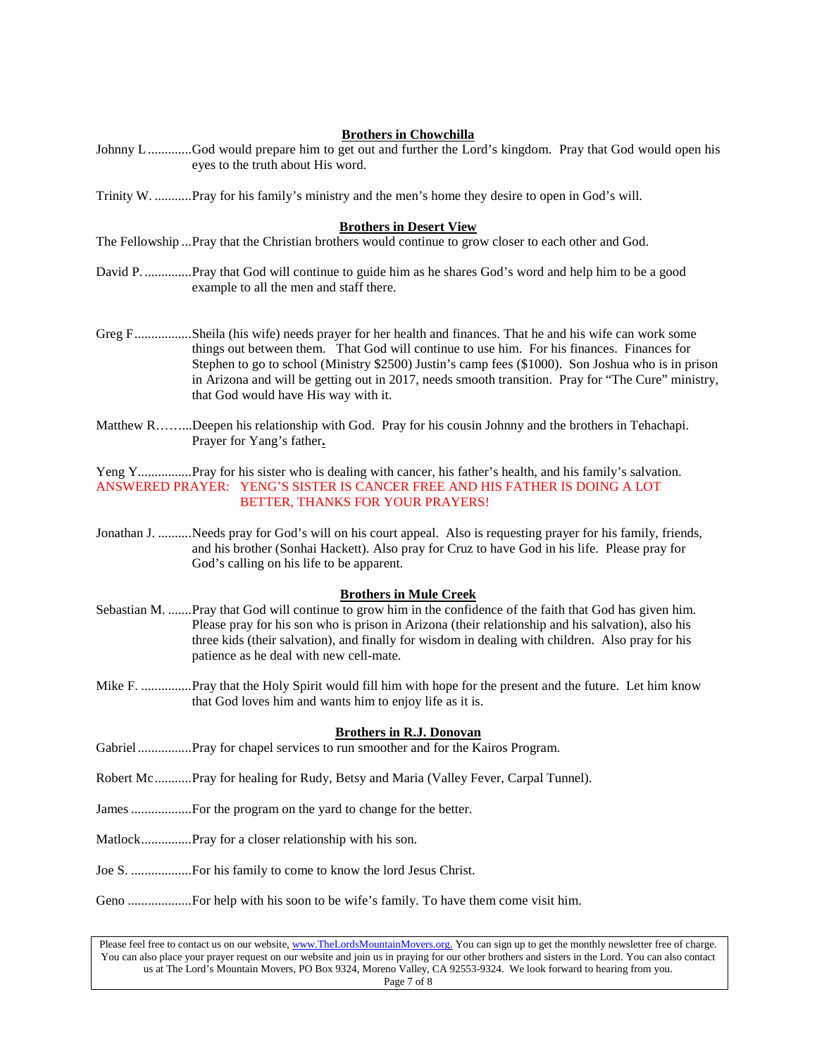**Brothers in Chowchilla**

Johnny L .............God would prepare him to get out and further the Lord's kingdom. Pray that God would open his eyes to the truth about His word.

Trinity W. ...........Pray for his family's ministry and the men's home they desire to open in God's will.

**Brothers in Desert View**

The Fellowship ...Pray that the Christian brothers would continue to grow closer to each other and God.

David P. ..............Pray that God will continue to guide him as he shares God's word and help him to be a good example to all the men and staff there.

Greg F.................Sheila (his wife) needs prayer for her health and finances. That he and his wife can work some things out between them. That God will continue to use him. For his finances. Finances for Stephen to go to school (Ministry $2500) Justin's camp fees ($1000). Son Joshua who is in prison in Arizona and will be getting out in 2017, needs smooth transition. Pray for "The Cure" ministry, that God would have His way with it.

Matthew R……...Deepen his relationship with God. Pray for his cousin Johnny and the brothers in Tehachapi. Prayer for Yang's father**.**

Yeng Y................Pray for his sister who is dealing with cancer, his father's health, and his family's salvation.
ANSWERED PRAYER: YENG'S SISTER IS CANCER FREE AND HIS FATHER IS DOING A LOT BETTER, THANKS FOR YOUR PRAYERS!

Jonathan J. ..........Needs pray for God's will on his court appeal. Also is requesting prayer for his family, friends, and his brother (Sonhai Hackett). Also pray for Cruz to have God in his life. Please pray for God's calling on his life to be apparent.

**Brothers in Mule Creek**

Sebastian M. .......Pray that God will continue to grow him in the confidence of the faith that God has given him. Please pray for his son who is prison in Arizona (their relationship and his salvation), also his three kids (their salvation), and finally for wisdom in dealing with children. Also pray for his patience as he deal with new cell-mate.

Mike F. ...............Pray that the Holy Spirit would fill him with hope for the present and the future. Let him know that God loves him and wants him to enjoy life as it is.

**Brothers in R.J. Donovan**

Gabriel................Pray for chapel services to run smoother and for the Kairos Program.

Robert Mc...........Pray for healing for Rudy, Betsy and Maria (Valley Fever, Carpal Tunnel).

James ..................For the program on the yard to change for the better.

Matlock...............Pray for a closer relationship with his son.

Joe S. ..................For his family to come to know the lord Jesus Christ.

Geno ...................For help with his soon to be wife's family. To have them come visit him.

Please feel free to contact us on our website, www.TheLordsMountainMovers.org. You can sign up to get the monthly newsletter free of charge. You can also place your prayer request on our website and join us in praying for our other brothers and sisters in the Lord. You can also contact us at The Lord's Mountain Movers, PO Box 9324, Moreno Valley, CA 92553-9324. We look forward to hearing from you.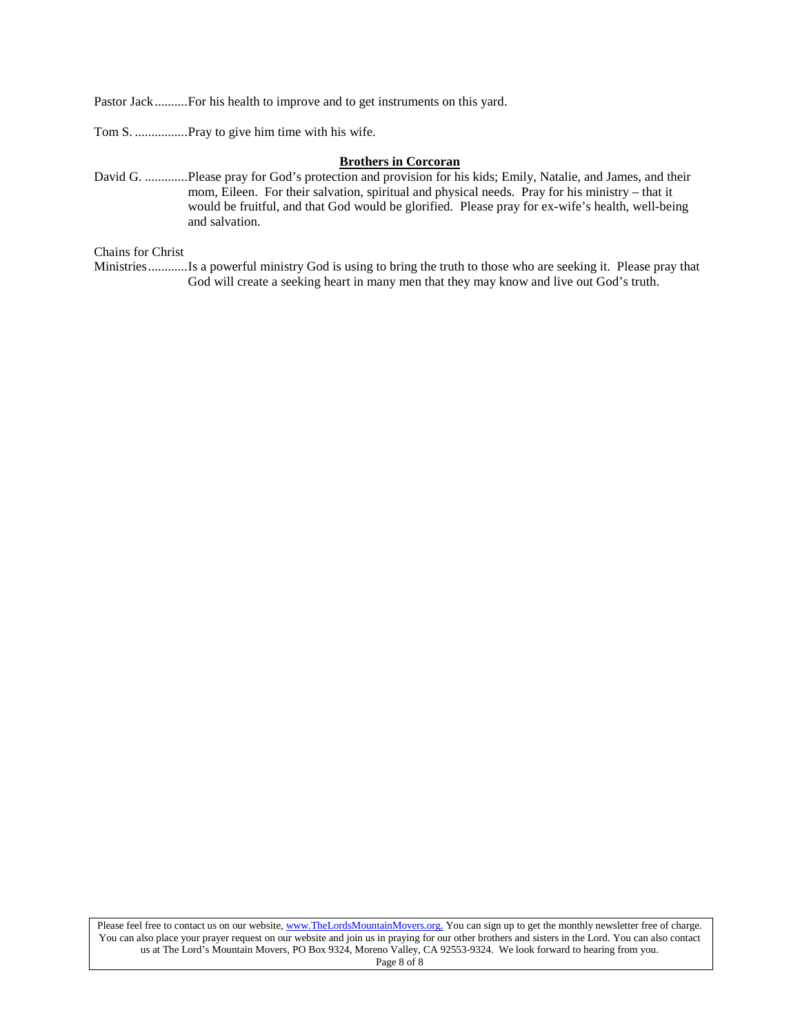Pastor Jack..........For his health to improve and to get instruments on this yard.

Tom S. ................Pray to give him time with his wife.

**Brothers in Corcoran**

David G. .............Please pray for God's protection and provision for his kids; Emily, Natalie, and James, and their mom, Eileen. For their salvation, spiritual and physical needs. Pray for his ministry – that it would be fruitful, and that God would be glorified. Please pray for ex-wife's health, well-being and salvation.

Chains for Christ
Ministries............Is a powerful ministry God is using to bring the truth to those who are seeking it. Please pray that God will create a seeking heart in many men that they may know and live out God's truth.

Please feel free to contact us on our website, www.TheLordsMountainMovers.org. You can sign up to get the monthly newsletter free of charge. You can also place your prayer request on our website and join us in praying for our other brothers and sisters in the Lord. You can also contact us at The Lord's Mountain Movers, PO Box 9324, Moreno Valley, CA 92553-9324. We look forward to hearing from you.